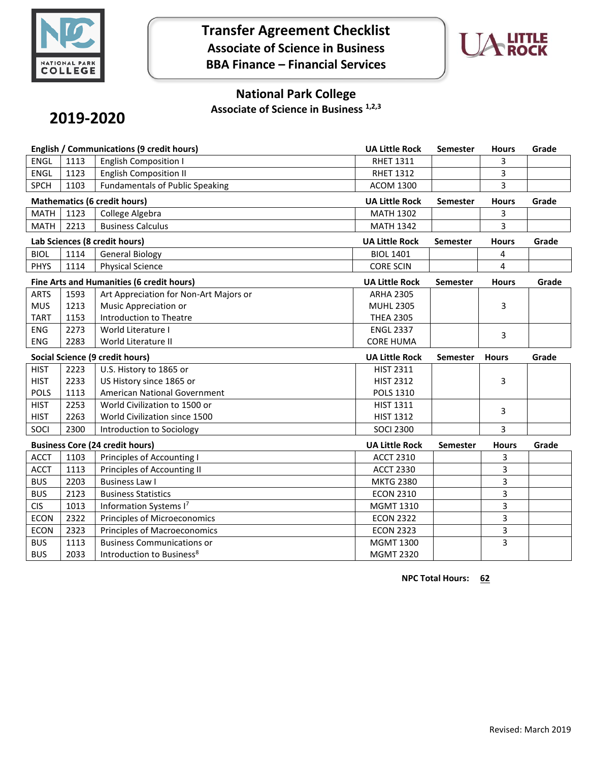# Transfer Agreement Checklist
## Associate of Science in Business
## BBA Finance – Financial Services

## National Park College
### Associate of Science in Business [1,2,3]

**2019-2020**

| English / Communications (9 credit hours) | | | UA Little Rock | Semester | Hours | Grade |
|---|---|---|---|---|---|---|
| ENGL | 1113 | English Composition I | RHET 1311 | | 3 | |
| ENGL | 1123 | English Composition II | RHET 1312 | | 3 | |
| SPCH | 1103 | Fundamentals of Public Speaking | ACOM 1300 | | 3 | |
| **Mathematics (6 credit hours)** | | | **UA Little Rock** | **Semester** | **Hours** | **Grade** |
| MATH | 1123 | College Algebra | MATH 1302 | | 3 | |
| MATH | 2213 | Business Calculus | MATH 1342 | | 3 | |
| **Lab Sciences (8 credit hours)** | | | **UA Little Rock** | **Semester** | **Hours** | **Grade** |
| BIOL | 1114 | General Biology | BIOL 1401 | | 4 | |
| PHYS | 1114 | Physical Science | CORE SCIN | | 4 | |
| **Fine Arts and Humanities (6 credit hours)** | | | **UA Little Rock** | **Semester** | **Hours** | **Grade** |
| ARTS | 1593 | Art Appreciation for Non-Art Majors or | ARHA 2305 | | 3 | |
| MUS | 1213 | Music Appreciation or | MUHL 2305 | | | |
| TART | 1153 | Introduction to Theatre | THEA 2305 | | | |
| ENG | 2273 | World Literature I | ENGL 2337 | | 3 | |
| ENG | 2283 | World Literature II | CORE HUMA | | | |
| **Social Science (9 credit hours)** | | | **UA Little Rock** | **Semester** | **Hours** | **Grade** |
| HIST | 2223 | U.S. History to 1865 or | HIST 2311 | | 3 | |
| HIST | 2233 | US History since 1865 or | HIST 2312 | | | |
| POLS | 1113 | American National Government | POLS 1310 | | | |
| HIST | 2253 | World Civilization to 1500 or | HIST 1311 | | 3 | |
| HIST | 2263 | World Civilization since 1500 | HIST 1312 | | | |
| SOCI | 2300 | Introduction to Sociology | SOCI 2300 | | 3 | |
| **Business Core (24 credit hours)** | | | **UA Little Rock** | **Semester** | **Hours** | **Grade** |
| ACCT | 1103 | Principles of Accounting I | ACCT 2310 | | 3 | |
| ACCT | 1113 | Principles of Accounting II | ACCT 2330 | | 3 | |
| BUS | 2203 | Business Law I | MKTG 2380 | | 3 | |
| BUS | 2123 | Business Statistics | ECON 2310 | | 3 | |
| CIS | 1013 | Information Systems I[7] | MGMT 1310 | | 3 | |
| ECON | 2322 | Principles of Microeconomics | ECON 2322 | | 3 | |
| ECON | 2323 | Principles of Macroeconomics | ECON 2323 | | 3 | |
| BUS | 1113 | Business Communications or | MGMT 1300 | | 3 | |
| BUS | 2033 | Introduction to Business[8] | MGMT 2320 | | | |

**NPC Total Hours: 62**

Revised: March 2019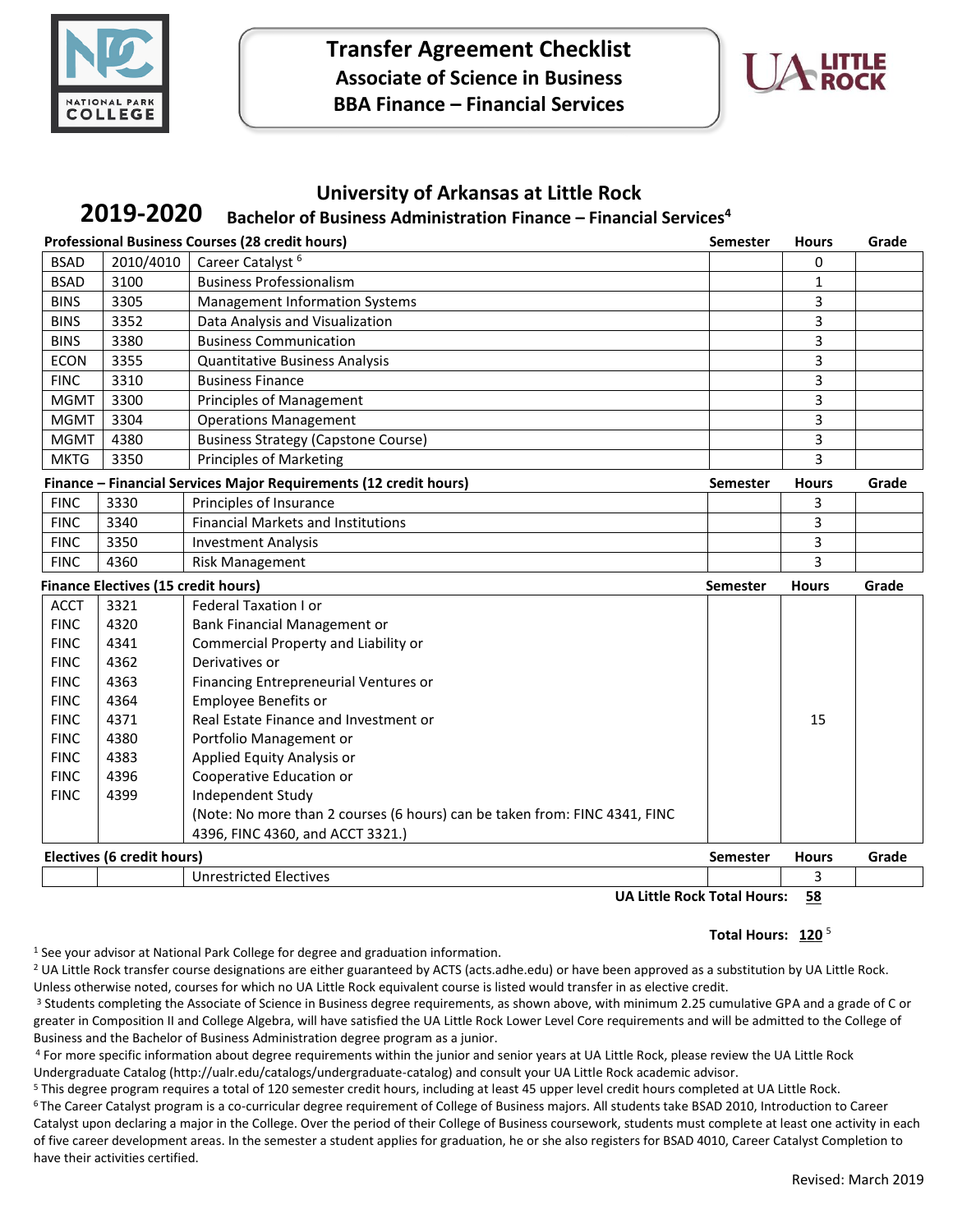# Transfer Agreement Checklist
## Associate of Science in Business
## BBA Finance – Financial Services

## University of Arkansas at Little Rock

**2019-2020** **Bachelor of Business Administration Finance – Financial Services[4]**

| Professional Business Courses (28 credit hours) | | | Semester | Hours | Grade |
|---|---|---|---|---|---|
| BSAD | 2010/4010 | Career Catalyst [6] | | 0 | |
| BSAD | 3100 | Business Professionalism | | 1 | |
| BINS | 3305 | Management Information Systems | | 3 | |
| BINS | 3352 | Data Analysis and Visualization | | 3 | |
| BINS | 3380 | Business Communication | | 3 | |
| ECON | 3355 | Quantitative Business Analysis | | 3 | |
| FINC | 3310 | Business Finance | | 3 | |
| MGMT | 3300 | Principles of Management | | 3 | |
| MGMT | 3304 | Operations Management | | 3 | |
| MGMT | 4380 | Business Strategy (Capstone Course) | | 3 | |
| MKTG | 3350 | Principles of Marketing | | 3 | |

| Finance – Financial Services Major Requirements (12 credit hours) | | | Semester | Hours | Grade |
|---|---|---|---|---|---|
| FINC | 3330 | Principles of Insurance | | 3 | |
| FINC | 3340 | Financial Markets and Institutions | | 3 | |
| FINC | 3350 | Investment Analysis | | 3 | |
| FINC | 4360 | Risk Management | | 3 | |

| Finance Electives (15 credit hours) | | | Semester | Hours | Grade |
|---|---|---|---|---|---|
| ACCT | 3321 | Federal Taxation I or | | | |
| FINC | 4320 | Bank Financial Management or | | | |
| FINC | 4341 | Commercial Property and Liability or | | | |
| FINC | 4362 | Derivatives or | | | |
| FINC | 4363 | Financing Entrepreneurial Ventures or | | | |
| FINC | 4364 | Employee Benefits or | | | |
| FINC | 4371 | Real Estate Finance and Investment or | | 15 | |
| FINC | 4380 | Portfolio Management or | | | |
| FINC | 4383 | Applied Equity Analysis or | | | |
| FINC | 4396 | Cooperative Education or | | | |
| FINC | 4399 | Independent Study | | | |
| | | (Note: No more than 2 courses (6 hours) can be taken from: FINC 4341, FINC 4396, FINC 4360, and ACCT 3321.) | | | |

| Electives (6 credit hours) | | | Semester | Hours | Grade |
|---|---|---|---|---|---|
| | | Unrestricted Electives | | 3 | |

**UA Little Rock Total Hours: 58**

**Total Hours: 120** [5]

[1] See your advisor at National Park College for degree and graduation information.

[2] UA Little Rock transfer course designations are either guaranteed by ACTS (acts.adhe.edu) or have been approved as a substitution by UA Little Rock. Unless otherwise noted, courses for which no UA Little Rock equivalent course is listed would transfer in as elective credit.

[3] Students completing the Associate of Science in Business degree requirements, as shown above, with minimum 2.25 cumulative GPA and a grade of C or greater in Composition II and College Algebra, will have satisfied the UA Little Rock Lower Level Core requirements and will be admitted to the College of Business and the Bachelor of Business Administration degree program as a junior.

[4] For more specific information about degree requirements within the junior and senior years at UA Little Rock, please review the UA Little Rock Undergraduate Catalog (http://ualr.edu/catalogs/undergraduate-catalog) and consult your UA Little Rock academic advisor.

[5] This degree program requires a total of 120 semester credit hours, including at least 45 upper level credit hours completed at UA Little Rock.

[6] The Career Catalyst program is a co-curricular degree requirement of College of Business majors. All students take BSAD 2010, Introduction to Career Catalyst upon declaring a major in the College. Over the period of their College of Business coursework, students must complete at least one activity in each of five career development areas. In the semester a student applies for graduation, he or she also registers for BSAD 4010, Career Catalyst Completion to have their activities certified.

Revised: March 2019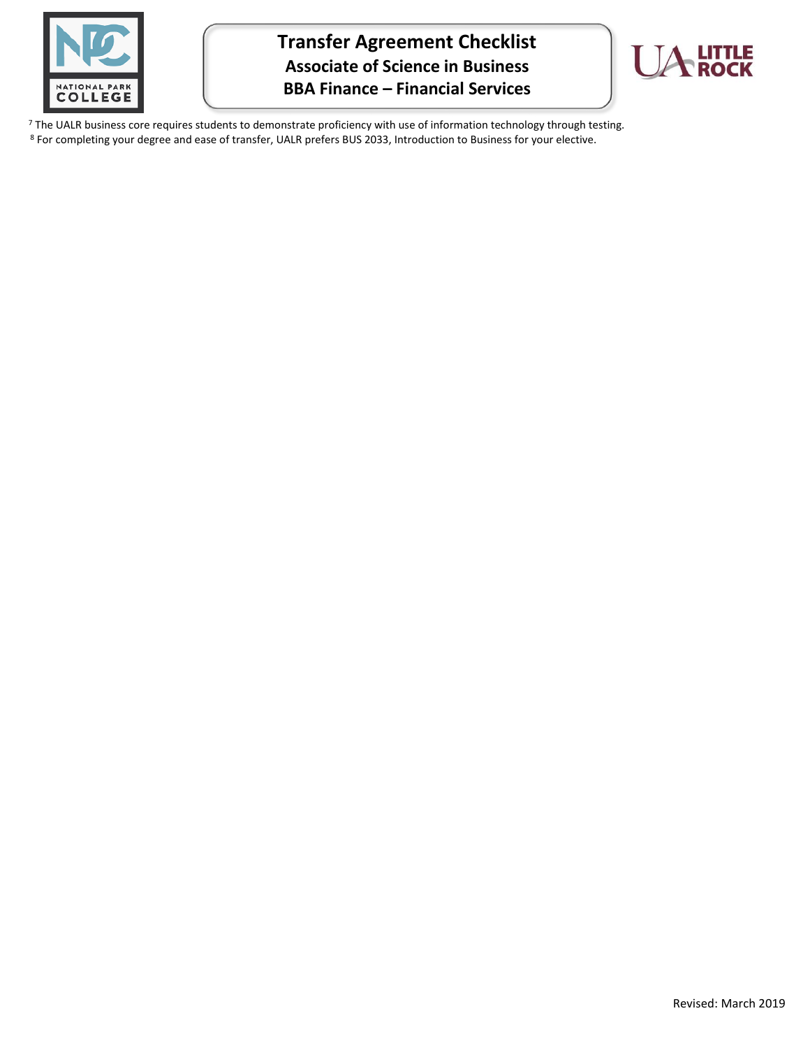# Transfer Agreement Checklist
## Associate of Science in Business
## BBA Finance – Financial Services

[7] The UALR business core requires students to demonstrate proficiency with use of information technology through testing.

[8] For completing your degree and ease of transfer, UALR prefers BUS 2033, Introduction to Business for your elective.

Revised: March 2019